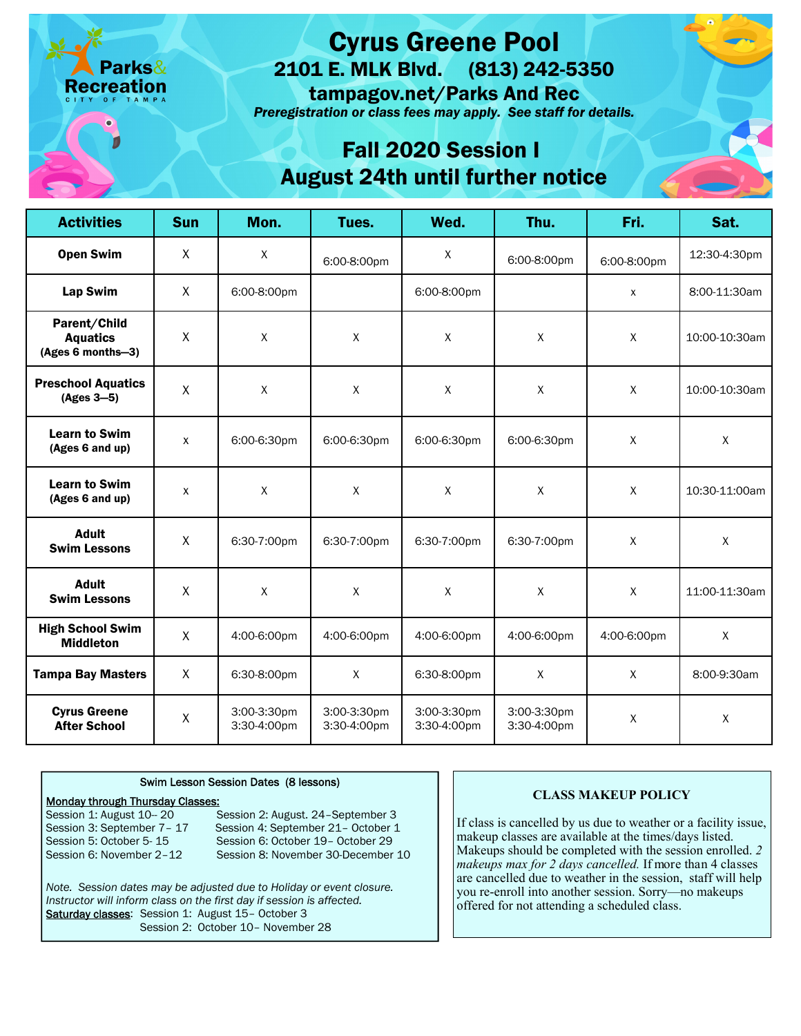Parks & Recreation
CITY OF TAMPA

# Cyrus Greene Pool

## 2101 E. MLK Blvd. (813) 242-5350

## tampagov.net/Parks And Rec

***Preregistration or class fees may apply. See staff for details.***

## Fall 2020 Session I
## August 24th until further notice

| Activities | Sun | Mon. | Tues. | Wed. | Thu. | Fri. | Sat. |
|---|---|---|---|---|---|---|---|
| **Open Swim** | X | X | 6:00-8:00pm | X | 6:00-8:00pm | 6:00-8:00pm | 12:30-4:30pm |
| **Lap Swim** | X | 6:00-8:00pm | | 6:00-8:00pm | | x | 8:00-11:30am |
| **Parent/Child Aquatics (Ages 6 months—3)** | X | X | X | X | X | X | 10:00-10:30am |
| **Preschool Aquatics (Ages 3—5)** | X | X | X | X | X | X | 10:00-10:30am |
| **Learn to Swim (Ages 6 and up)** | x | 6:00-6:30pm | 6:00-6:30pm | 6:00-6:30pm | 6:00-6:30pm | X | X |
| **Learn to Swim (Ages 6 and up)** | x | X | X | X | X | X | 10:30-11:00am |
| **Adult Swim Lessons** | X | 6:30-7:00pm | 6:30-7:00pm | 6:30-7:00pm | 6:30-7:00pm | X | X |
| **Adult Swim Lessons** | X | X | X | X | X | X | 11:00-11:30am |
| **High School Swim Middleton** | X | 4:00-6:00pm | 4:00-6:00pm | 4:00-6:00pm | 4:00-6:00pm | 4:00-6:00pm | X |
| **Tampa Bay Masters** | X | 6:30-8:00pm | X | 6:30-8:00pm | X | X | 8:00-9:30am |
| **Cyrus Greene After School** | X | 3:00-3:30pm 3:30-4:00pm | 3:00-3:30pm 3:30-4:00pm | 3:00-3:30pm 3:30-4:00pm | 3:00-3:30pm 3:30-4:00pm | X | X |

Swim Lesson Session Dates (8 lessons)

<u>Monday through Thursday Classes:</u>

Session 1: August 10– 20
Session 2: August. 24–September 3
Session 3: September 7– 17
Session 4: September 21– October 1
Session 5: October 5- 15
Session 6: October 19– October 29
Session 6: November 2–12
Session 8: November 30-December 10

*Note. Session dates may be adjusted due to Holiday or event closure. Instructor will inform class on the first day if session is affected.*

<u>Saturday classes</u>: Session 1: August 15– October 3
Session 2: October 10– November 28

**CLASS MAKEUP POLICY**

If class is cancelled by us due to weather or a facility issue, makeup classes are available at the times/days listed. Makeups should be completed with the session enrolled. *2 makeups max for 2 days cancelled.* If more than 4 classes are cancelled due to weather in the session, staff will help you re-enroll into another session. Sorry—no makeups offered for not attending a scheduled class.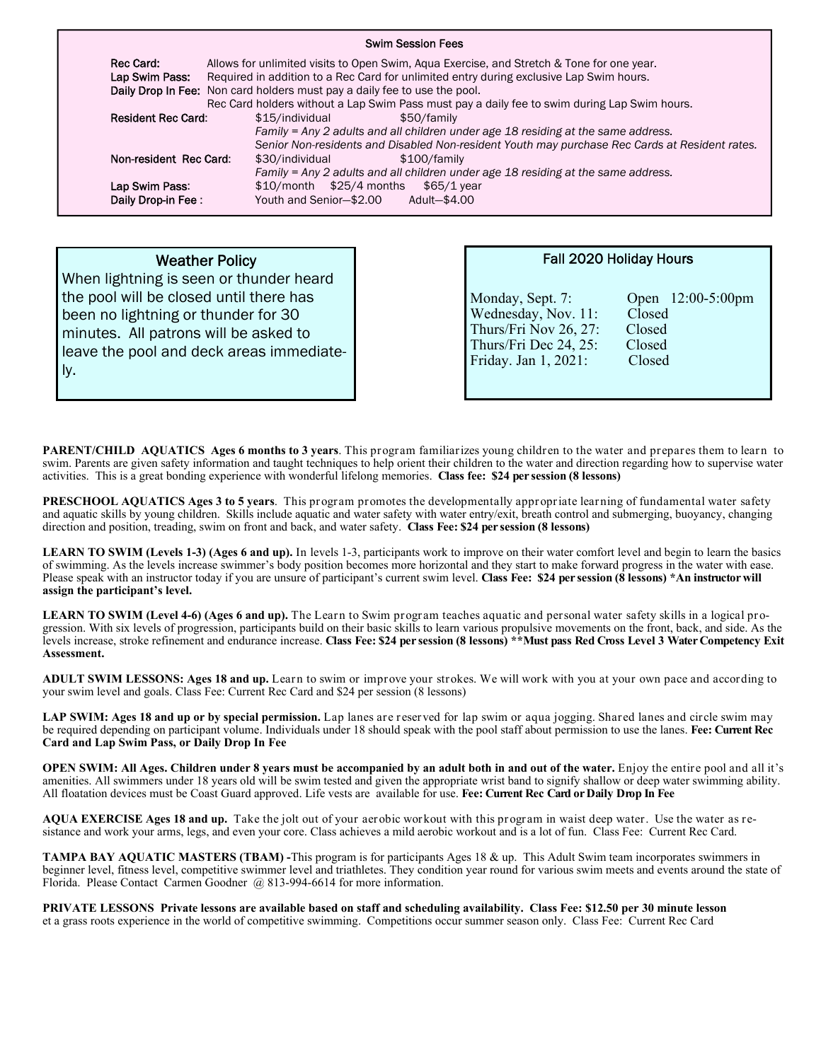## Swim Session Fees

| | | |
|---|---|---|
| **Rec Card:** | Allows for unlimited visits to Open Swim, Aqua Exercise, and Stretch & Tone for one year. | |
| **Lap Swim Pass:** | Required in addition to a Rec Card for unlimited entry during exclusive Lap Swim hours. | |
| **Daily Drop In Fee:** | Non card holders must pay a daily fee to use the pool. Rec Card holders without a Lap Swim Pass must pay a daily fee to swim during Lap Swim hours. | |
| **Resident Rec Card:** | $15/individual | $50/family |
| | *Family = Any 2 adults and all children under age 18 residing at the same address.* *Senior Non-residents and Disabled Non-resident Youth may purchase Rec Cards at Resident rates.* | |
| **Non-resident Rec Card:** | $30/individual | $100/family |
| | *Family = Any 2 adults and all children under age 18 residing at the same address.* | |
| **Lap Swim Pass:** | $10/month $25/4 months $65/1 year | |
| **Daily Drop-in Fee :** | Youth and Senior—$2.00 | Adult—$4.00 |

## Weather Policy

When lightning is seen or thunder heard the pool will be closed until there has been no lightning or thunder for 30 minutes. All patrons will be asked to leave the pool and deck areas immediately.

## Fall 2020 Holiday Hours

| | |
|---|---|
| Monday, Sept. 7: | Open 12:00-5:00pm |
| Wednesday, Nov. 11: | Closed |
| Thurs/Fri Nov 26, 27: | Closed |
| Thurs/Fri Dec 24, 25: | Closed |
| Friday. Jan 1, 2021: | Closed |

**PARENT/CHILD AQUATICS Ages 6 months to 3 years**. This program familiarizes young children to the water and prepares them to learn to swim. Parents are given safety information and taught techniques to help orient their children to the water and direction regarding how to supervise water activities. This is a great bonding experience with wonderful lifelong memories. **Class fee: $24 per session (8 lessons)**

**PRESCHOOL AQUATICS Ages 3 to 5 years**. This program promotes the developmentally appropriate learning of fundamental water safety and aquatic skills by young children. Skills include aquatic and water safety with water entry/exit, breath control and submerging, buoyancy, changing direction and position, treading, swim on front and back, and water safety. **Class Fee: $24 per session (8 lessons)**

**LEARN TO SWIM (Levels 1-3) (Ages 6 and up).** In levels 1-3, participants work to improve on their water comfort level and begin to learn the basics of swimming. As the levels increase swimmer's body position becomes more horizontal and they start to make forward progress in the water with ease. Please speak with an instructor today if you are unsure of participant's current swim level. **Class Fee: $24 per session (8 lessons) *An instructor will assign the participant's level.**

**LEARN TO SWIM (Level 4-6) (Ages 6 and up).** The Learn to Swim program teaches aquatic and personal water safety skills in a logical progression. With six levels of progression, participants build on their basic skills to learn various propulsive movements on the front, back, and side. As the levels increase, stroke refinement and endurance increase. **Class Fee: $24 per session (8 lessons) **Must pass Red Cross Level 3 Water Competency Exit Assessment.**

**ADULT SWIM LESSONS: Ages 18 and up.** Learn to swim or improve your strokes. We will work with you at your own pace and according to your swim level and goals. Class Fee: Current Rec Card and $24 per session (8 lessons)

**LAP SWIM: Ages 18 and up or by special permission.** Lap lanes are reserved for lap swim or aqua jogging. Shared lanes and circle swim may be required depending on participant volume. Individuals under 18 should speak with the pool staff about permission to use the lanes. **Fee: Current Rec Card and Lap Swim Pass, or Daily Drop In Fee**

**OPEN SWIM: All Ages. Children under 8 years must be accompanied by an adult both in and out of the water.** Enjoy the entire pool and all it's amenities. All swimmers under 18 years old will be swim tested and given the appropriate wrist band to signify shallow or deep water swimming ability. All floatation devices must be Coast Guard approved. Life vests are available for use. **Fee: Current Rec Card or Daily Drop In Fee**

**AQUA EXERCISE Ages 18 and up.** Take the jolt out of your aerobic workout with this program in waist deep water. Use the water as resistance and work your arms, legs, and even your core. Class achieves a mild aerobic workout and is a lot of fun. Class Fee: Current Rec Card.

**TAMPA BAY AQUATIC MASTERS (TBAM) -**This program is for participants Ages 18 & up. This Adult Swim team incorporates swimmers in beginner level, fitness level, competitive swimmer level and triathletes. They condition year round for various swim meets and events around the state of Florida. Please Contact Carmen Goodner @ 813-994-6614 for more information.

**PRIVATE LESSONS Private lessons are available based on staff and scheduling availability. Class Fee: $12.50 per 30 minute lesson**
et a grass roots experience in the world of competitive swimming. Competitions occur summer season only. Class Fee: Current Rec Card